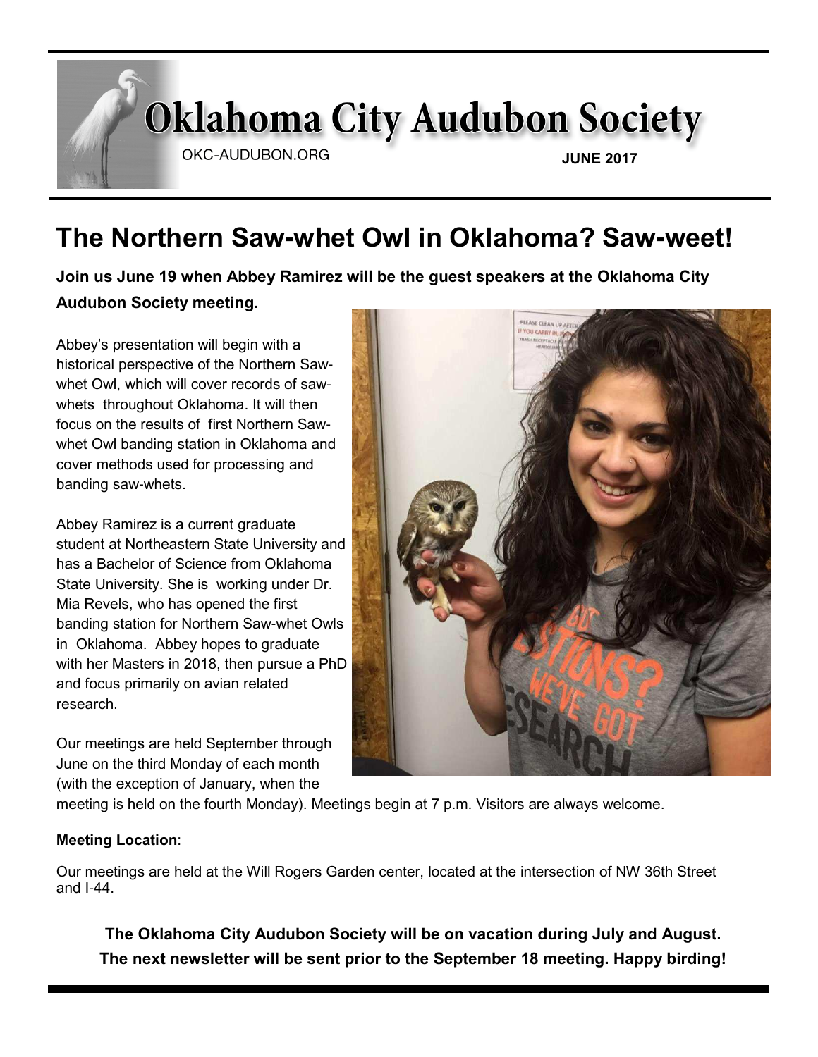# Oklahoma City Audubon Society

OKC-AUDUBON.ORG

**JUNE 2017**

## The Northern Saw-whet Owl in Oklahoma? Saw-weet!

**Join us June 19 when Abbey Ramirez will be the guest speakers at the Oklahoma City Audubon Society meeting.**

Abbey's presentation will begin with a historical perspective of the Northern Saw-whet Owl, which will cover records of saw-whets throughout Oklahoma. It will then focus on the results of first Northern Saw-whet Owl banding station in Oklahoma and cover methods used for processing and banding saw-whets.

Abbey Ramirez is a current graduate student at Northeastern State University and has a Bachelor of Science from Oklahoma State University. She is working under Dr. Mia Revels, who has opened the first banding station for Northern Saw-whet Owls in Oklahoma. Abbey hopes to graduate with her Masters in 2018, then pursue a PhD and focus primarily on avian related research.

Our meetings are held September through June on the third Monday of each month (with the exception of January, when the meeting is held on the fourth Monday). Meetings begin at 7 p.m. Visitors are always welcome.

**Meeting Location**:

Our meetings are held at the Will Rogers Garden center, located at the intersection of NW 36th Street and I-44.

**The Oklahoma City Audubon Society will be on vacation during July and August. The next newsletter will be sent prior to the September 18 meeting. Happy birding!**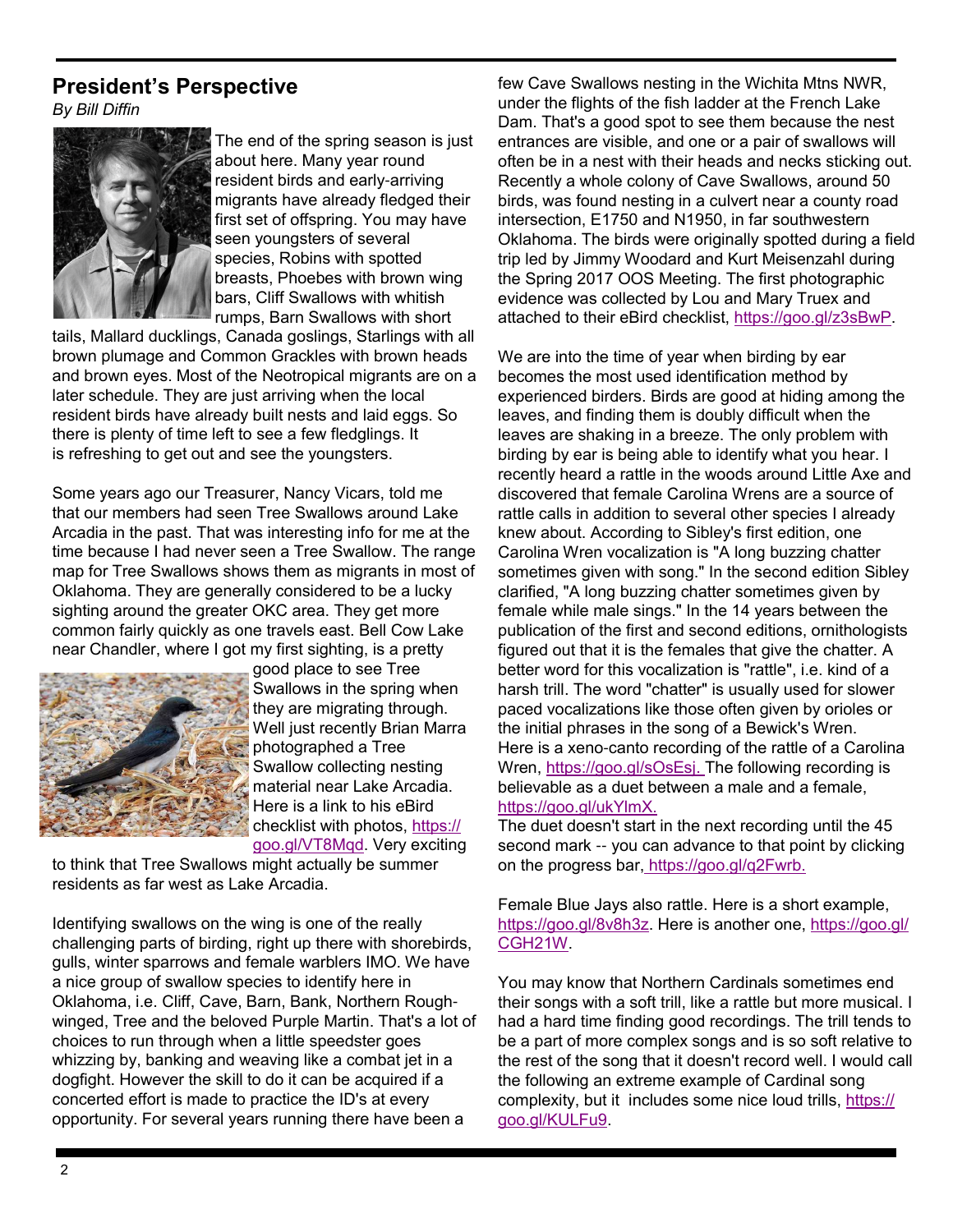## President's Perspective

*By Bill Diffin*

The end of the spring season is just about here. Many year round resident birds and early-arriving migrants have already fledged their first set of offspring. You may have seen youngsters of several species, Robins with spotted breasts, Phoebes with brown wing bars, Cliff Swallows with whitish rumps, Barn Swallows with short tails, Mallard ducklings, Canada goslings, Starlings with all brown plumage and Common Grackles with brown heads and brown eyes. Most of the Neotropical migrants are on a later schedule. They are just arriving when the local resident birds have already built nests and laid eggs. So there is plenty of time left to see a few fledglings. It is refreshing to get out and see the youngsters.

Some years ago our Treasurer, Nancy Vicars, told me that our members had seen Tree Swallows around Lake Arcadia in the past. That was interesting info for me at the time because I had never seen a Tree Swallow. The range map for Tree Swallows shows them as migrants in most of Oklahoma. They are generally considered to be a lucky sighting around the greater OKC area. They get more common fairly quickly as one travels east. Bell Cow Lake near Chandler, where I got my first sighting, is a pretty good place to see Tree Swallows in the spring when they are migrating through. Well just recently Brian Marra photographed a Tree Swallow collecting nesting material near Lake Arcadia. Here is a link to his eBird checklist with photos, https://goo.gl/VT8Mqd. Very exciting to think that Tree Swallows might actually be summer residents as far west as Lake Arcadia.

Identifying swallows on the wing is one of the really challenging parts of birding, right up there with shorebirds, gulls, winter sparrows and female warblers IMO. We have a nice group of swallow species to identify here in Oklahoma, i.e. Cliff, Cave, Barn, Bank, Northern Rough-winged, Tree and the beloved Purple Martin. That's a lot of choices to run through when a little speedster goes whizzing by, banking and weaving like a combat jet in a dogfight. However the skill to do it can be acquired if a concerted effort is made to practice the ID's at every opportunity. For several years running there have been a few Cave Swallows nesting in the Wichita Mtns NWR, under the flights of the fish ladder at the French Lake Dam. That's a good spot to see them because the nest entrances are visible, and one or a pair of swallows will often be in a nest with their heads and necks sticking out. Recently a whole colony of Cave Swallows, around 50 birds, was found nesting in a culvert near a county road intersection, E1750 and N1950, in far southwestern Oklahoma. The birds were originally spotted during a field trip led by Jimmy Woodard and Kurt Meisenzahl during the Spring 2017 OOS Meeting. The first photographic evidence was collected by Lou and Mary Truex and attached to their eBird checklist, https://goo.gl/z3sBwP.

We are into the time of year when birding by ear becomes the most used identification method by experienced birders. Birds are good at hiding among the leaves, and finding them is doubly difficult when the leaves are shaking in a breeze. The only problem with birding by ear is being able to identify what you hear. I recently heard a rattle in the woods around Little Axe and discovered that female Carolina Wrens are a source of rattle calls in addition to several other species I already knew about. According to Sibley's first edition, one Carolina Wren vocalization is "A long buzzing chatter sometimes given with song." In the second edition Sibley clarified, "A long buzzing chatter sometimes given by female while male sings." In the 14 years between the publication of the first and second editions, ornithologists figured out that it is the females that give the chatter. A better word for this vocalization is "rattle", i.e. kind of a harsh trill. The word "chatter" is usually used for slower paced vocalizations like those often given by orioles or the initial phrases in the song of a Bewick's Wren. Here is a xeno-canto recording of the rattle of a Carolina Wren, https://goo.gl/sOsEsj. The following recording is believable as a duet between a male and a female, https://goo.gl/ukYlmX.
The duet doesn't start in the next recording until the 45 second mark -- you can advance to that point by clicking on the progress bar, https://goo.gl/q2Fwrb.

Female Blue Jays also rattle. Here is a short example, https://goo.gl/8v8h3z. Here is another one, https://goo.gl/CGH21W.

You may know that Northern Cardinals sometimes end their songs with a soft trill, like a rattle but more musical. I had a hard time finding good recordings. The trill tends to be a part of more complex songs and is so soft relative to the rest of the song that it doesn't record well. I would call the following an extreme example of Cardinal song complexity, but it includes some nice loud trills, https://goo.gl/KULFu9.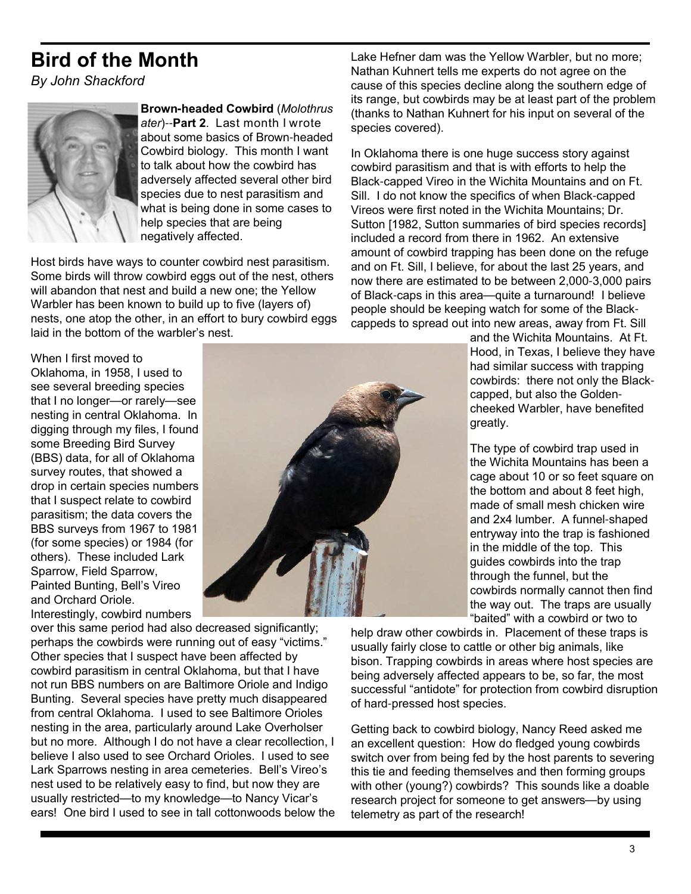# Bird of the Month

*By John Shackford*

**Brown-headed Cowbird** (*Molothrus ater*)--**Part 2**. Last month I wrote about some basics of Brown-headed Cowbird biology. This month I want to talk about how the cowbird has adversely affected several other bird species due to nest parasitism and what is being done in some cases to help species that are being negatively affected.

Host birds have ways to counter cowbird nest parasitism. Some birds will throw cowbird eggs out of the nest, others will abandon that nest and build a new one; the Yellow Warbler has been known to build up to five (layers of) nests, one atop the other, in an effort to bury cowbird eggs laid in the bottom of the warbler's nest.

When I first moved to Oklahoma, in 1958, I used to see several breeding species that I no longer—or rarely—see nesting in central Oklahoma. In digging through my files, I found some Breeding Bird Survey (BBS) data, for all of Oklahoma survey routes, that showed a drop in certain species numbers that I suspect relate to cowbird parasitism; the data covers the BBS surveys from 1967 to 1981 (for some species) or 1984 (for others). These included Lark Sparrow, Field Sparrow, Painted Bunting, Bell's Vireo and Orchard Oriole. Interestingly, cowbird numbers over this same period had also decreased significantly; perhaps the cowbirds were running out of easy "victims." Other species that I suspect have been affected by cowbird parasitism in central Oklahoma, but that I have not run BBS numbers on are Baltimore Oriole and Indigo Bunting. Several species have pretty much disappeared from central Oklahoma. I used to see Baltimore Orioles nesting in the area, particularly around Lake Overholser but no more. Although I do not have a clear recollection, I believe I also used to see Orchard Orioles. I used to see Lark Sparrows nesting in area cemeteries. Bell's Vireo's nest used to be relatively easy to find, but now they are usually restricted—to my knowledge—to Nancy Vicar's ears! One bird I used to see in tall cottonwoods below the Lake Hefner dam was the Yellow Warbler, but no more; Nathan Kuhnert tells me experts do not agree on the cause of this species decline along the southern edge of its range, but cowbirds may be at least part of the problem (thanks to Nathan Kuhnert for his input on several of the species covered).

In Oklahoma there is one huge success story against cowbird parasitism and that is with efforts to help the Black-capped Vireo in the Wichita Mountains and on Ft. Sill. I do not know the specifics of when Black-capped Vireos were first noted in the Wichita Mountains; Dr. Sutton [1982, Sutton summaries of bird species records] included a record from there in 1962. An extensive amount of cowbird trapping has been done on the refuge and on Ft. Sill, I believe, for about the last 25 years, and now there are estimated to be between 2,000-3,000 pairs of Black-caps in this area—quite a turnaround! I believe people should be keeping watch for some of the Black-cappeds to spread out into new areas, away from Ft. Sill and the Wichita Mountains. At Ft. Hood, in Texas, I believe they have had similar success with trapping cowbirds: there not only the Black-capped, but also the Golden-cheeked Warbler, have benefited greatly.

The type of cowbird trap used in the Wichita Mountains has been a cage about 10 or so feet square on the bottom and about 8 feet high, made of small mesh chicken wire and 2x4 lumber. A funnel-shaped entryway into the trap is fashioned in the middle of the top. This guides cowbirds into the trap through the funnel, but the cowbirds normally cannot then find the way out. The traps are usually "baited" with a cowbird or two to help draw other cowbirds in. Placement of these traps is usually fairly close to cattle or other big animals, like bison. Trapping cowbirds in areas where host species are being adversely affected appears to be, so far, the most successful "antidote" for protection from cowbird disruption of hard-pressed host species.

Getting back to cowbird biology, Nancy Reed asked me an excellent question: How do fledged young cowbirds switch over from being fed by the host parents to severing this tie and feeding themselves and then forming groups with other (young?) cowbirds? This sounds like a doable research project for someone to get answers—by using telemetry as part of the research!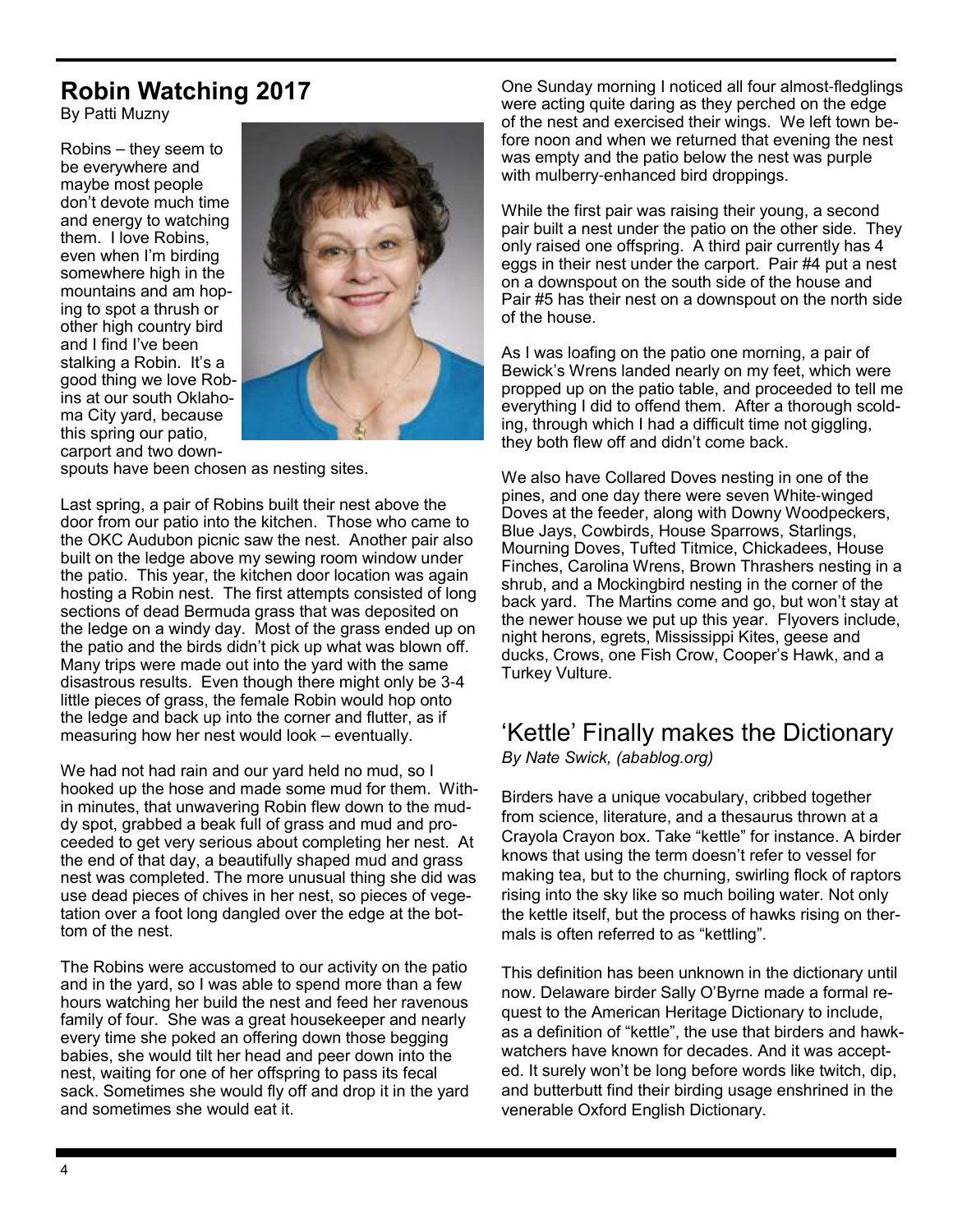## Robin Watching 2017

By Patti Muzny

Robins – they seem to be everywhere and maybe most people don't devote much time and energy to watching them. I love Robins, even when I'm birding somewhere high in the mountains and am hoping to spot a thrush or other high country bird and I find I've been stalking a Robin. It's a good thing we love Robins at our south Oklahoma City yard, because this spring our patio, carport and two downspouts have been chosen as nesting sites.

Last spring, a pair of Robins built their nest above the door from our patio into the kitchen. Those who came to the OKC Audubon picnic saw the nest. Another pair also built on the ledge above my sewing room window under the patio. This year, the kitchen door location was again hosting a Robin nest. The first attempts consisted of long sections of dead Bermuda grass that was deposited on the ledge on a windy day. Most of the grass ended up on the patio and the birds didn't pick up what was blown off. Many trips were made out into the yard with the same disastrous results. Even though there might only be 3-4 little pieces of grass, the female Robin would hop onto the ledge and back up into the corner and flutter, as if measuring how her nest would look – eventually.

We had not had rain and our yard held no mud, so I hooked up the hose and made some mud for them. Within minutes, that unwavering Robin flew down to the muddy spot, grabbed a beak full of grass and mud and proceeded to get very serious about completing her nest. At the end of that day, a beautifully shaped mud and grass nest was completed. The more unusual thing she did was use dead pieces of chives in her nest, so pieces of vegetation over a foot long dangled over the edge at the bottom of the nest.

The Robins were accustomed to our activity on the patio and in the yard, so I was able to spend more than a few hours watching her build the nest and feed her ravenous family of four. She was a great housekeeper and nearly every time she poked an offering down those begging babies, she would tilt her head and peer down into the nest, waiting for one of her offspring to pass its fecal sack. Sometimes she would fly off and drop it in the yard and sometimes she would eat it.

One Sunday morning I noticed all four almost-fledglings were acting quite daring as they perched on the edge of the nest and exercised their wings. We left town before noon and when we returned that evening the nest was empty and the patio below the nest was purple with mulberry-enhanced bird droppings.

While the first pair was raising their young, a second pair built a nest under the patio on the other side. They only raised one offspring. A third pair currently has 4 eggs in their nest under the carport. Pair #4 put a nest on a downspout on the south side of the house and Pair #5 has their nest on a downspout on the north side of the house.

As I was loafing on the patio one morning, a pair of Bewick's Wrens landed nearly on my feet, which were propped up on the patio table, and proceeded to tell me everything I did to offend them. After a thorough scolding, through which I had a difficult time not giggling, they both flew off and didn't come back.

We also have Collared Doves nesting in one of the pines, and one day there were seven White-winged Doves at the feeder, along with Downy Woodpeckers, Blue Jays, Cowbirds, House Sparrows, Starlings, Mourning Doves, Tufted Titmice, Chickadees, House Finches, Carolina Wrens, Brown Thrashers nesting in a shrub, and a Mockingbird nesting in the corner of the back yard. The Martins come and go, but won't stay at the newer house we put up this year. Flyovers include, night herons, egrets, Mississippi Kites, geese and ducks, Crows, one Fish Crow, Cooper's Hawk, and a Turkey Vulture.

## 'Kettle' Finally makes the Dictionary

*By Nate Swick, (ababloq.org)*

Birders have a unique vocabulary, cribbed together from science, literature, and a thesaurus thrown at a Crayola Crayon box. Take "kettle" for instance. A birder knows that using the term doesn't refer to vessel for making tea, but to the churning, swirling flock of raptors rising into the sky like so much boiling water. Not only the kettle itself, but the process of hawks rising on thermals is often referred to as "kettling".

This definition has been unknown in the dictionary until now. Delaware birder Sally O'Byrne made a formal request to the American Heritage Dictionary to include, as a definition of "kettle", the use that birders and hawkwatchers have known for decades. And it was accepted. It surely won't be long before words like twitch, dip, and butterbutt find their birding usage enshrined in the venerable Oxford English Dictionary.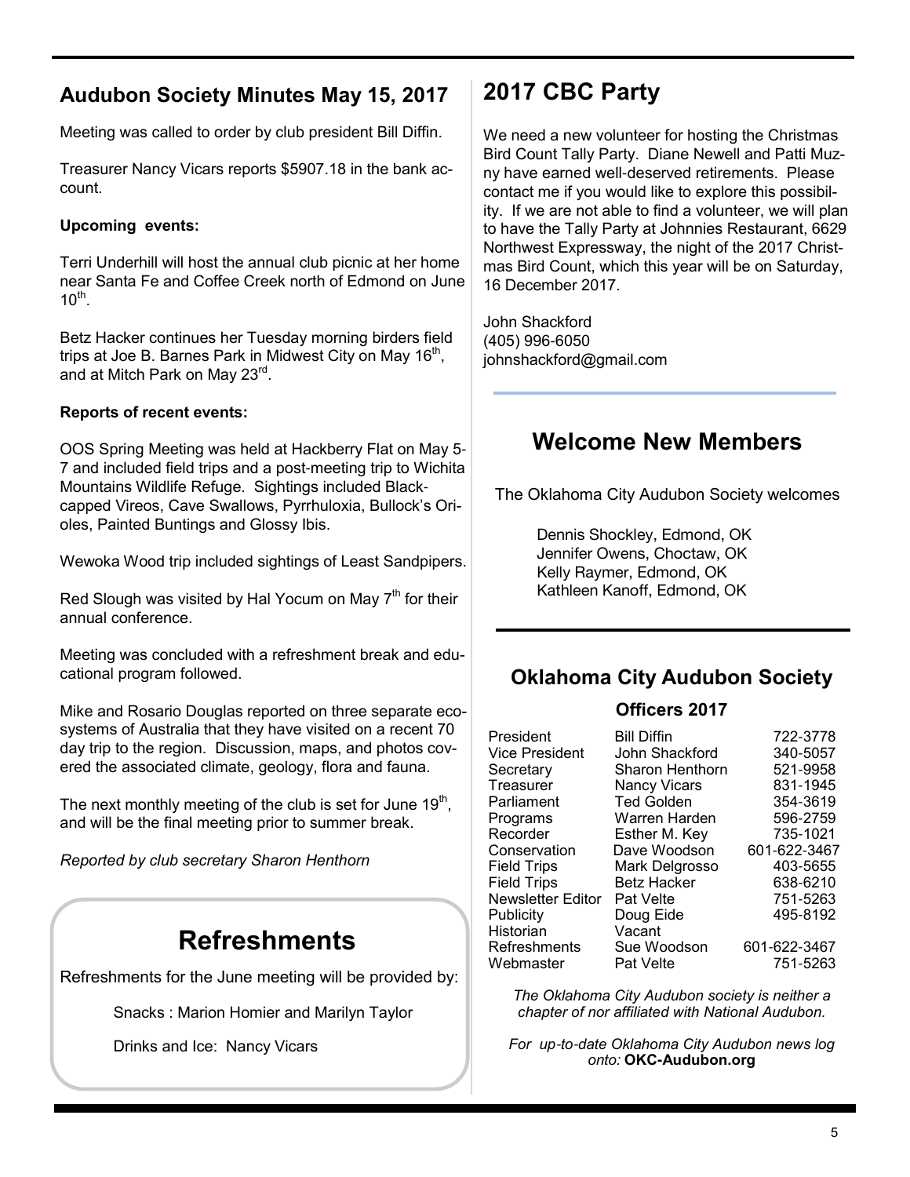## Audubon Society Minutes May 15, 2017

Meeting was called to order by club president Bill Diffin.

Treasurer Nancy Vicars reports $5907.18 in the bank account.

**Upcoming events:**

Terri Underhill will host the annual club picnic at her home near Santa Fe and Coffee Creek north of Edmond on June 10th.

Betz Hacker continues her Tuesday morning birders field trips at Joe B. Barnes Park in Midwest City on May 16th, and at Mitch Park on May 23rd.

**Reports of recent events:**

OOS Spring Meeting was held at Hackberry Flat on May 5-7 and included field trips and a post-meeting trip to Wichita Mountains Wildlife Refuge. Sightings included Black-capped Vireos, Cave Swallows, Pyrrhuloxia, Bullock's Orioles, Painted Buntings and Glossy Ibis.

Wewoka Wood trip included sightings of Least Sandpipers.

Red Slough was visited by Hal Yocum on May 7th for their annual conference.

Meeting was concluded with a refreshment break and educational program followed.

Mike and Rosario Douglas reported on three separate ecosystems of Australia that they have visited on a recent 70 day trip to the region. Discussion, maps, and photos covered the associated climate, geology, flora and fauna.

The next monthly meeting of the club is set for June 19th, and will be the final meeting prior to summer break.

*Reported by club secretary Sharon Henthorn*

## Refreshments

Refreshments for the June meeting will be provided by:

Snacks : Marion Homier and Marilyn Taylor

Drinks and Ice: Nancy Vicars

## 2017 CBC Party

We need a new volunteer for hosting the Christmas Bird Count Tally Party. Diane Newell and Patti Muzny have earned well-deserved retirements. Please contact me if you would like to explore this possibility. If we are not able to find a volunteer, we will plan to have the Tally Party at Johnnies Restaurant, 6629 Northwest Expressway, the night of the 2017 Christmas Bird Count, which this year will be on Saturday, 16 December 2017.

John Shackford
(405) 996-6050
johnshackford@gmail.com

## Welcome New Members

The Oklahoma City Audubon Society welcomes

Dennis Shockley, Edmond, OK
Jennifer Owens, Choctaw, OK
Kelly Raymer, Edmond, OK
Kathleen Kanoff, Edmond, OK

## Oklahoma City Audubon Society

### Officers 2017

| Office | Name | Phone |
|---|---|---|
| President | Bill Diffin | 722-3778 |
| Vice President | John Shackford | 340-5057 |
| Secretary | Sharon Henthorn | 521-9958 |
| Treasurer | Nancy Vicars | 831-1945 |
| Parliament | Ted Golden | 354-3619 |
| Programs | Warren Harden | 596-2759 |
| Recorder | Esther M. Key | 735-1021 |
| Conservation | Dave Woodson | 601-622-3467 |
| Field Trips | Mark Delgrosso | 403-5655 |
| Field Trips | Betz Hacker | 638-6210 |
| Newsletter Editor | Pat Velte | 751-5263 |
| Publicity | Doug Eide | 495-8192 |
| Historian | Vacant | |
| Refreshments | Sue Woodson | 601-622-3467 |
| Webmaster | Pat Velte | 751-5263 |

*The Oklahoma City Audubon society is neither a chapter of nor affiliated with National Audubon.*

*For up-to-date Oklahoma City Audubon news log onto:* **OKC-Audubon.org**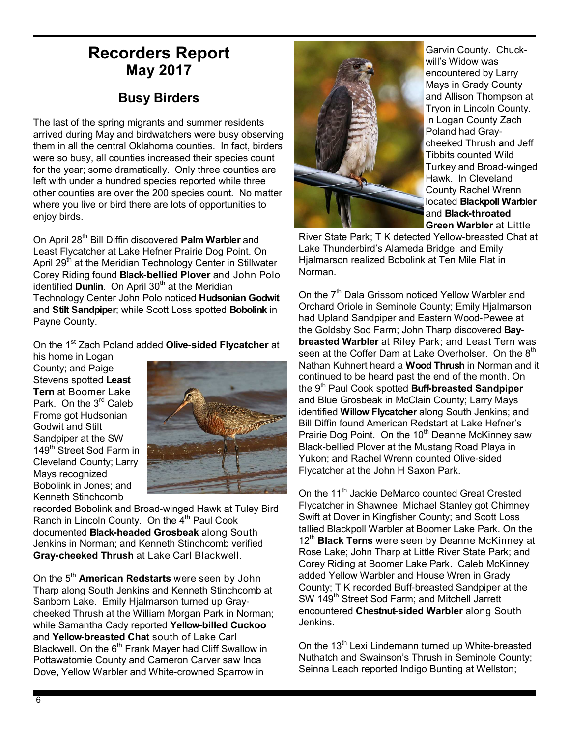# Recorders Report
## May 2017

### Busy Birders

The last of the spring migrants and summer residents arrived during May and birdwatchers were busy observing them in all the central Oklahoma counties. In fact, birders were so busy, all counties increased their species count for the year; some dramatically. Only three counties are left with under a hundred species reported while three other counties are over the 200 species count. No matter where you live or bird there are lots of opportunities to enjoy birds.

On April 28th Bill Diffin discovered **Palm Warbler** and Least Flycatcher at Lake Hefner Prairie Dog Point. On April 29th at the Meridian Technology Center in Stillwater Corey Riding found **Black-bellied Plover** and John Polo identified **Dunlin**. On April 30th at the Meridian Technology Center John Polo noticed **Hudsonian Godwit** and **Stilt Sandpiper**; while Scott Loss spotted **Bobolink** in Payne County.

On the 1st Zach Poland added **Olive-sided Flycatcher** at his home in Logan County; and Paige Stevens spotted **Least Tern** at Boomer Lake Park. On the 3rd Caleb Frome got Hudsonian Godwit and Stilt Sandpiper at the SW 149th Street Sod Farm in Cleveland County; Larry Mays recognized Bobolink in Jones; and Kenneth Stinchcomb recorded Bobolink and Broad-winged Hawk at Tuley Bird Ranch in Lincoln County. On the 4th Paul Cook documented **Black-headed Grosbeak** along South Jenkins in Norman; and Kenneth Stinchcomb verified **Gray-cheeked Thrush** at Lake Carl Blackwell.

On the 5th **American Redstarts** were seen by John Tharp along South Jenkins and Kenneth Stinchcomb at Sanborn Lake. Emily Hjalmarson turned up Gray-cheeked Thrush at the William Morgan Park in Norman; while Samantha Cady reported **Yellow-billed Cuckoo** and **Yellow-breasted Chat** south of Lake Carl Blackwell. On the 6th Frank Mayer had Cliff Swallow in Pottawatomie County and Cameron Carver saw Inca Dove, Yellow Warbler and White-crowned Sparrow in Garvin County. Chuck-will's Widow was encountered by Larry Mays in Grady County and Allison Thompson at Tryon in Lincoln County. In Logan County Zach Poland had Gray-cheeked Thrush and Jeff Tibbits counted Wild Turkey and Broad-winged Hawk. In Cleveland County Rachel Wrenn located **Blackpoll Warbler** and **Black-throated Green Warbler** at Little River State Park; T K detected Yellow-breasted Chat at Lake Thunderbird's Alameda Bridge; and Emily Hjalmarson realized Bobolink at Ten Mile Flat in Norman.

On the 7th Dala Grissom noticed Yellow Warbler and Orchard Oriole in Seminole County; Emily Hjalmarson had Upland Sandpiper and Eastern Wood-Pewee at the Goldsby Sod Farm; John Tharp discovered **Bay-breasted Warbler** at Riley Park; and Least Tern was seen at the Coffer Dam at Lake Overholser. On the 8th Nathan Kuhnert heard a **Wood Thrush** in Norman and it continued to be heard past the end of the month. On the 9th Paul Cook spotted **Buff-breasted Sandpiper** and Blue Grosbeak in McClain County; Larry Mays identified **Willow Flycatcher** along South Jenkins; and Bill Diffin found American Redstart at Lake Hefner's Prairie Dog Point. On the 10th Deanne McKinney saw Black-bellied Plover at the Mustang Road Playa in Yukon; and Rachel Wrenn counted Olive-sided Flycatcher at the John H Saxon Park.

On the 11th Jackie DeMarco counted Great Crested Flycatcher in Shawnee; Michael Stanley got Chimney Swift at Dover in Kingfisher County; and Scott Loss tallied Blackpoll Warbler at Boomer Lake Park. On the 12th **Black Terns** were seen by Deanne McKinney at Rose Lake; John Tharp at Little River State Park; and Corey Riding at Boomer Lake Park. Caleb McKinney added Yellow Warbler and House Wren in Grady County; T K recorded Buff-breasted Sandpiper at the SW 149th Street Sod Farm; and Mitchell Jarrett encountered **Chestnut-sided Warbler** along South Jenkins.

On the 13th Lexi Lindemann turned up White-breasted Nuthatch and Swainson's Thrush in Seminole County; Seinna Leach reported Indigo Bunting at Wellston;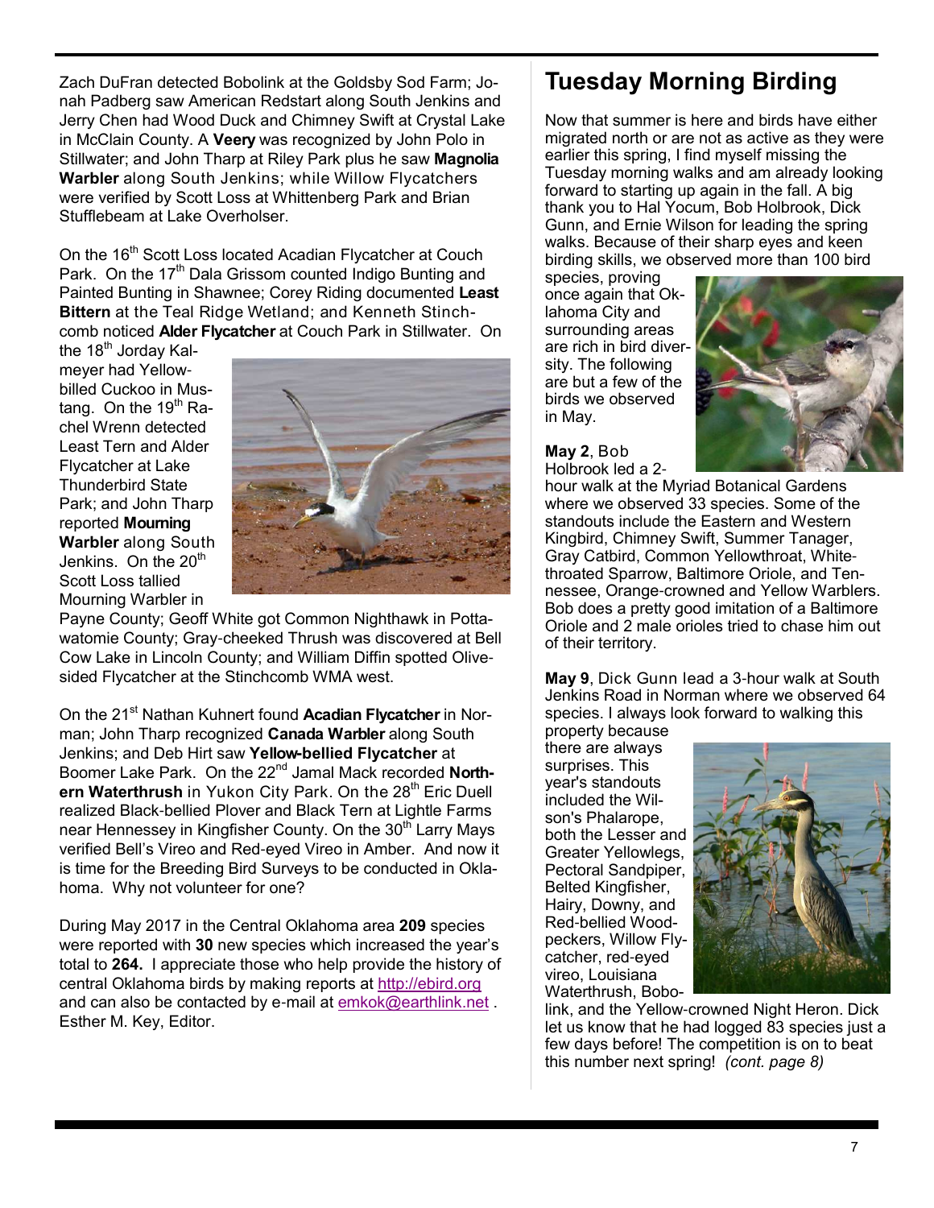Zach DuFran detected Bobolink at the Goldsby Sod Farm; Jonah Padberg saw American Redstart along South Jenkins and Jerry Chen had Wood Duck and Chimney Swift at Crystal Lake in McClain County. A **Veery** was recognized by John Polo in Stillwater; and John Tharp at Riley Park plus he saw **Magnolia Warbler** along South Jenkins; while Willow Flycatchers were verified by Scott Loss at Whittenberg Park and Brian Stufflebeam at Lake Overholser.

On the 16th Scott Loss located Acadian Flycatcher at Couch Park. On the 17th Dala Grissom counted Indigo Bunting and Painted Bunting in Shawnee; Corey Riding documented **Least Bittern** at the Teal Ridge Wetland; and Kenneth Stinchcomb noticed **Alder Flycatcher** at Couch Park in Stillwater. On the 18th Jorday Kalmeyer had Yellow-billed Cuckoo in Mustang. On the 19th Rachel Wrenn detected Least Tern and Alder Flycatcher at Lake Thunderbird State Park; and John Tharp reported **Mourning Warbler** along South Jenkins. On the 20th Scott Loss tallied Mourning Warbler in Payne County; Geoff White got Common Nighthawk in Pottawatomie County; Gray-cheeked Thrush was discovered at Bell Cow Lake in Lincoln County; and William Diffin spotted Olive-sided Flycatcher at the Stinchcomb WMA west.

On the 21st Nathan Kuhnert found **Acadian Flycatcher** in Norman; John Tharp recognized **Canada Warbler** along South Jenkins; and Deb Hirt saw **Yellow-bellied Flycatcher** at Boomer Lake Park. On the 22nd Jamal Mack recorded **Northern Waterthrush** in Yukon City Park. On the 28th Eric Duell realized Black-bellied Plover and Black Tern at Lightle Farms near Hennessey in Kingfisher County. On the 30th Larry Mays verified Bell's Vireo and Red-eyed Vireo in Amber. And now it is time for the Breeding Bird Surveys to be conducted in Oklahoma. Why not volunteer for one?

During May 2017 in the Central Oklahoma area **209** species were reported with **30** new species which increased the year's total to **264.** I appreciate those who help provide the history of central Oklahoma birds by making reports at http://ebird.org and can also be contacted by e-mail at emkok@earthlink.net . Esther M. Key, Editor.

# Tuesday Morning Birding

Now that summer is here and birds have either migrated north or are not as active as they were earlier this spring, I find myself missing the Tuesday morning walks and am already looking forward to starting up again in the fall. A big thank you to Hal Yocum, Bob Holbrook, Dick Gunn, and Ernie Wilson for leading the spring walks. Because of their sharp eyes and keen birding skills, we observed more than 100 bird species, proving once again that Oklahoma City and surrounding areas are rich in bird diversity. The following are but a few of the birds we observed in May.

**May 2**, Bob Holbrook led a 2-hour walk at the Myriad Botanical Gardens where we observed 33 species. Some of the standouts include the Eastern and Western Kingbird, Chimney Swift, Summer Tanager, Gray Catbird, Common Yellowthroat, White-throated Sparrow, Baltimore Oriole, and Tennessee, Orange-crowned and Yellow Warblers. Bob does a pretty good imitation of a Baltimore Oriole and 2 male orioles tried to chase him out of their territory.

**May 9**, Dick Gunn lead a 3-hour walk at South Jenkins Road in Norman where we observed 64 species. I always look forward to walking this property because there are always surprises. This year's standouts included the Wilson's Phalarope, both the Lesser and Greater Yellowlegs, Pectoral Sandpiper, Belted Kingfisher, Hairy, Downy, and Red-bellied Woodpeckers, Willow Flycatcher, red-eyed vireo, Louisiana Waterthrush, Bobolink, and the Yellow-crowned Night Heron. Dick let us know that he had logged 83 species just a few days before! The competition is on to beat this number next spring! *(cont. page 8)*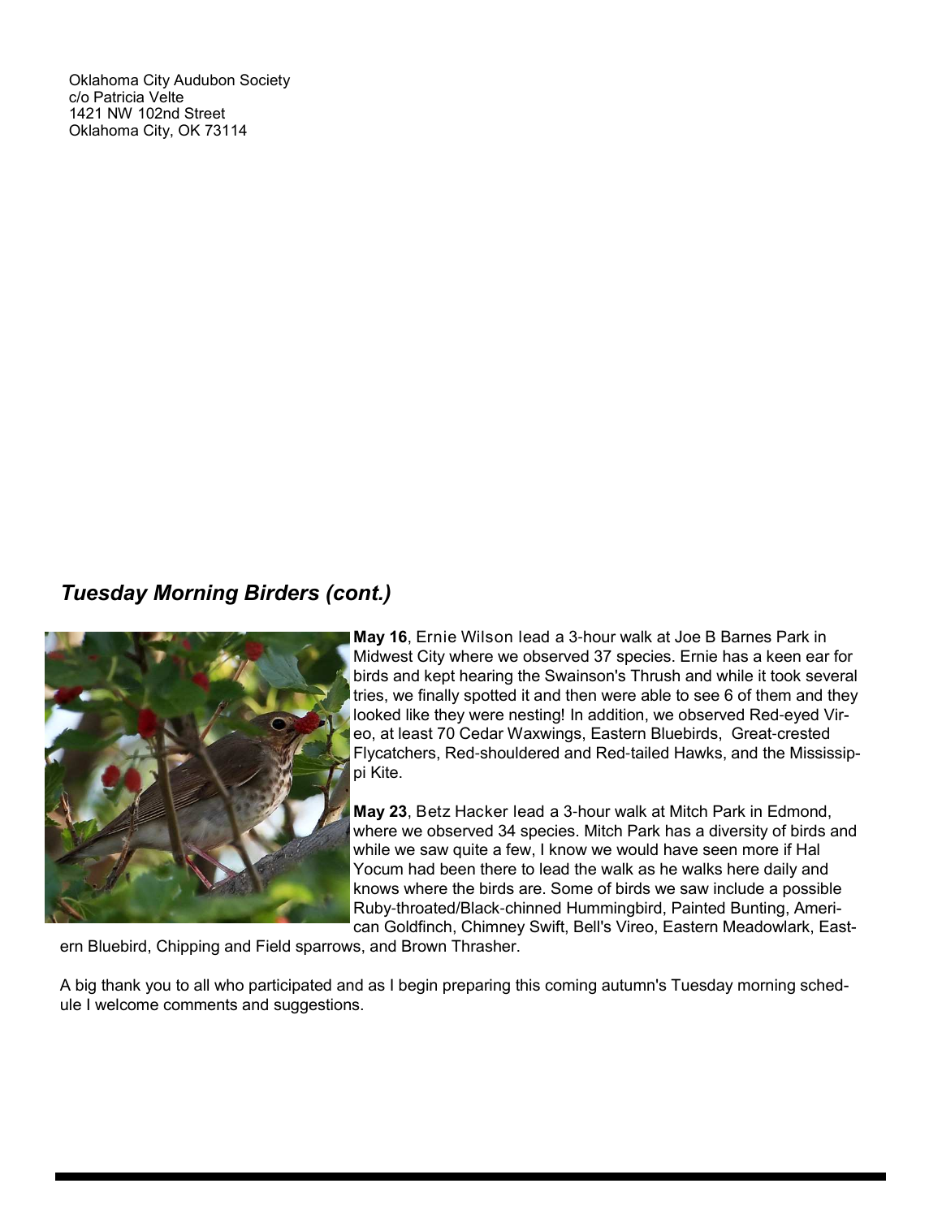Oklahoma City Audubon Society
c/o Patricia Velte
1421 NW 102nd Street
Oklahoma City, OK 73114

## *Tuesday Morning Birders (cont.)*

**May 16**, Ernie Wilson lead a 3-hour walk at Joe B Barnes Park in Midwest City where we observed 37 species. Ernie has a keen ear for birds and kept hearing the Swainson's Thrush and while it took several tries, we finally spotted it and then were able to see 6 of them and they looked like they were nesting! In addition, we observed Red-eyed Vireo, at least 70 Cedar Waxwings, Eastern Bluebirds, Great-crested Flycatchers, Red-shouldered and Red-tailed Hawks, and the Mississippi Kite.

**May 23**, Betz Hacker lead a 3-hour walk at Mitch Park in Edmond, where we observed 34 species. Mitch Park has a diversity of birds and while we saw quite a few, I know we would have seen more if Hal Yocum had been there to lead the walk as he walks here daily and knows where the birds are. Some of birds we saw include a possible Ruby-throated/Black-chinned Hummingbird, Painted Bunting, American Goldfinch, Chimney Swift, Bell's Vireo, Eastern Meadowlark, Eastern Bluebird, Chipping and Field sparrows, and Brown Thrasher.

A big thank you to all who participated and as I begin preparing this coming autumn's Tuesday morning schedule I welcome comments and suggestions.